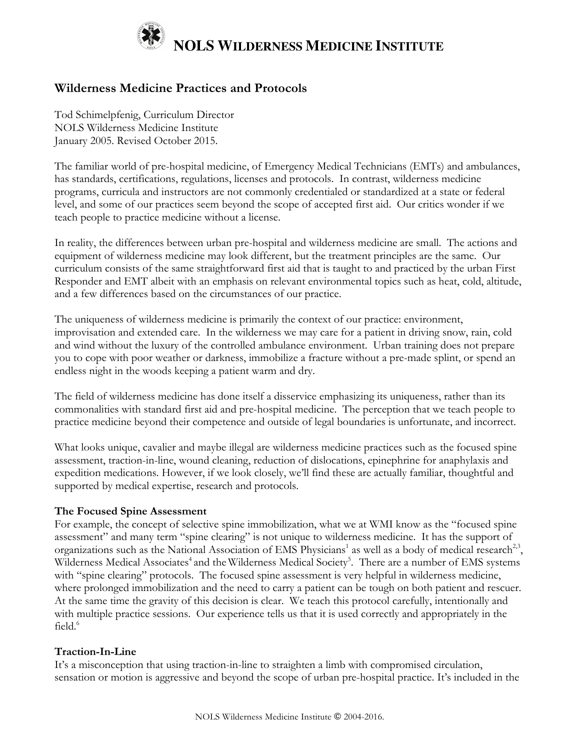# NOLS Wilderness Medicine Institute

## Wilderness Medicine Practices and Protocols

Tod Schimelpfenig, Curriculum Director
NOLS Wilderness Medicine Institute
January 2005. Revised October 2015.

The familiar world of pre-hospital medicine, of Emergency Medical Technicians (EMTs) and ambulances, has standards, certifications, regulations, licenses and protocols. In contrast, wilderness medicine programs, curricula and instructors are not commonly credentialed or standardized at a state or federal level, and some of our practices seem beyond the scope of accepted first aid. Our critics wonder if we teach people to practice medicine without a license.

In reality, the differences between urban pre-hospital and wilderness medicine are small. The actions and equipment of wilderness medicine may look different, but the treatment principles are the same. Our curriculum consists of the same straightforward first aid that is taught to and practiced by the urban First Responder and EMT albeit with an emphasis on relevant environmental topics such as heat, cold, altitude, and a few differences based on the circumstances of our practice.

The uniqueness of wilderness medicine is primarily the context of our practice: environment, improvisation and extended care. In the wilderness we may care for a patient in driving snow, rain, cold and wind without the luxury of the controlled ambulance environment. Urban training does not prepare you to cope with poor weather or darkness, immobilize a fracture without a pre-made splint, or spend an endless night in the woods keeping a patient warm and dry.

The field of wilderness medicine has done itself a disservice emphasizing its uniqueness, rather than its commonalities with standard first aid and pre-hospital medicine. The perception that we teach people to practice medicine beyond their competence and outside of legal boundaries is unfortunate, and incorrect.

What looks unique, cavalier and maybe illegal are wilderness medicine practices such as the focused spine assessment, traction-in-line, wound cleaning, reduction of dislocations, epinephrine for anaphylaxis and expedition medications. However, if we look closely, we'll find these are actually familiar, thoughtful and supported by medical expertise, research and protocols.

### The Focused Spine Assessment

For example, the concept of selective spine immobilization, what we at WMI know as the "focused spine assessment" and many term "spine clearing" is not unique to wilderness medicine. It has the support of organizations such as the National Association of EMS Physicians[1] as well as a body of medical research[2,3], Wilderness Medical Associates[4] and the Wilderness Medical Society[5]. There are a number of EMS systems with "spine clearing" protocols. The focused spine assessment is very helpful in wilderness medicine, where prolonged immobilization and the need to carry a patient can be tough on both patient and rescuer. At the same time the gravity of this decision is clear. We teach this protocol carefully, intentionally and with multiple practice sessions. Our experience tells us that it is used correctly and appropriately in the field.[6]

### Traction-In-Line

It's a misconception that using traction-in-line to straighten a limb with compromised circulation, sensation or motion is aggressive and beyond the scope of urban pre-hospital practice. It's included in the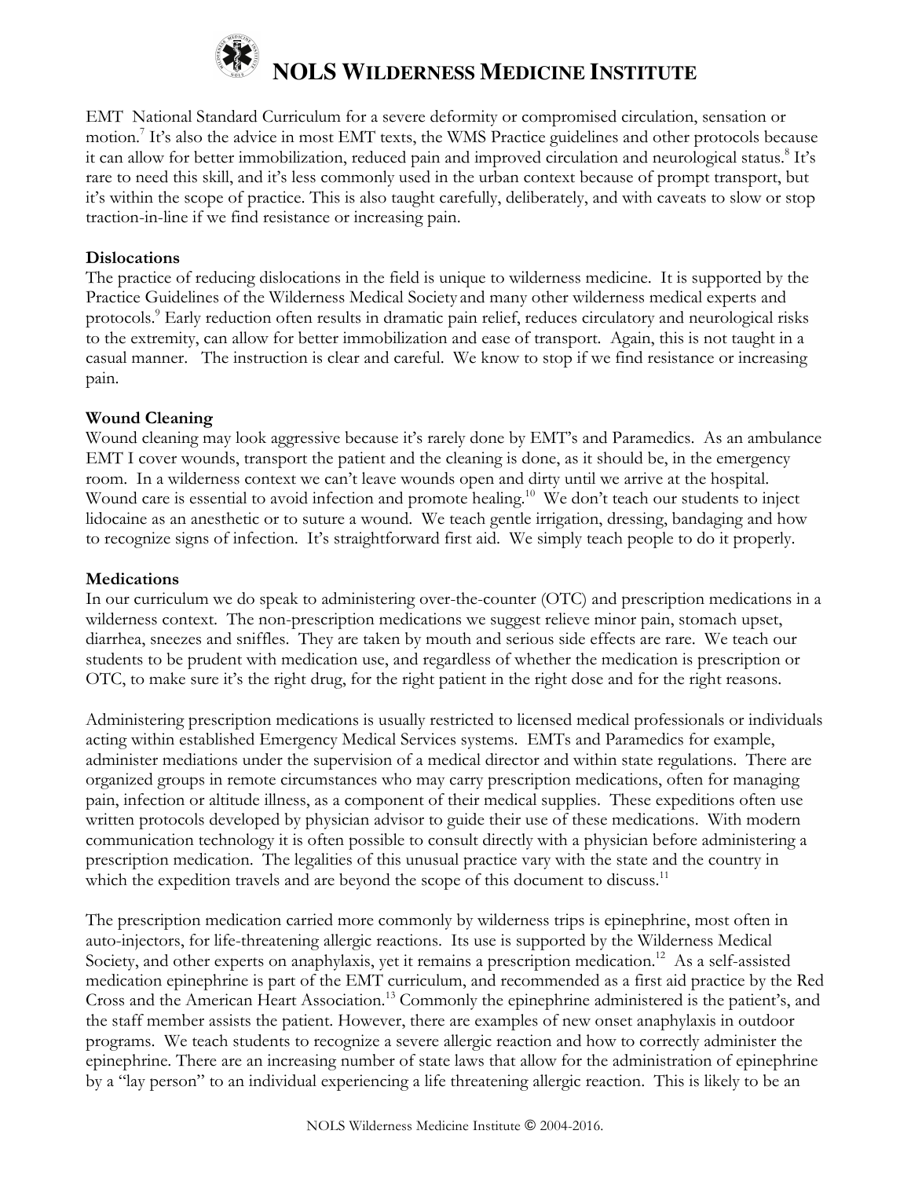EMT National Standard Curriculum for a severe deformity or compromised circulation, sensation or motion.[7] It's also the advice in most EMT texts, the WMS Practice guidelines and other protocols because it can allow for better immobilization, reduced pain and improved circulation and neurological status.[8] It's rare to need this skill, and it's less commonly used in the urban context because of prompt transport, but it's within the scope of practice. This is also taught carefully, deliberately, and with caveats to slow or stop traction-in-line if we find resistance or increasing pain.

**Dislocations**

The practice of reducing dislocations in the field is unique to wilderness medicine. It is supported by the Practice Guidelines of the Wilderness Medical Society and many other wilderness medical experts and protocols.[9] Early reduction often results in dramatic pain relief, reduces circulatory and neurological risks to the extremity, can allow for better immobilization and ease of transport. Again, this is not taught in a casual manner. The instruction is clear and careful. We know to stop if we find resistance or increasing pain.

**Wound Cleaning**

Wound cleaning may look aggressive because it's rarely done by EMT's and Paramedics. As an ambulance EMT I cover wounds, transport the patient and the cleaning is done, as it should be, in the emergency room. In a wilderness context we can't leave wounds open and dirty until we arrive at the hospital. Wound care is essential to avoid infection and promote healing.[10] We don't teach our students to inject lidocaine as an anesthetic or to suture a wound. We teach gentle irrigation, dressing, bandaging and how to recognize signs of infection. It's straightforward first aid. We simply teach people to do it properly.

**Medications**

In our curriculum we do speak to administering over-the-counter (OTC) and prescription medications in a wilderness context. The non-prescription medications we suggest relieve minor pain, stomach upset, diarrhea, sneezes and sniffles. They are taken by mouth and serious side effects are rare. We teach our students to be prudent with medication use, and regardless of whether the medication is prescription or OTC, to make sure it's the right drug, for the right patient in the right dose and for the right reasons.

Administering prescription medications is usually restricted to licensed medical professionals or individuals acting within established Emergency Medical Services systems. EMTs and Paramedics for example, administer mediations under the supervision of a medical director and within state regulations. There are organized groups in remote circumstances who may carry prescription medications, often for managing pain, infection or altitude illness, as a component of their medical supplies. These expeditions often use written protocols developed by physician advisor to guide their use of these medications. With modern communication technology it is often possible to consult directly with a physician before administering a prescription medication. The legalities of this unusual practice vary with the state and the country in which the expedition travels and are beyond the scope of this document to discuss.[11]

The prescription medication carried more commonly by wilderness trips is epinephrine, most often in auto-injectors, for life-threatening allergic reactions. Its use is supported by the Wilderness Medical Society, and other experts on anaphylaxis, yet it remains a prescription medication.[12] As a self-assisted medication epinephrine is part of the EMT curriculum, and recommended as a first aid practice by the Red Cross and the American Heart Association.[13] Commonly the epinephrine administered is the patient's, and the staff member assists the patient. However, there are examples of new onset anaphylaxis in outdoor programs. We teach students to recognize a severe allergic reaction and how to correctly administer the epinephrine. There are an increasing number of state laws that allow for the administration of epinephrine by a "lay person" to an individual experiencing a life threatening allergic reaction. This is likely to be an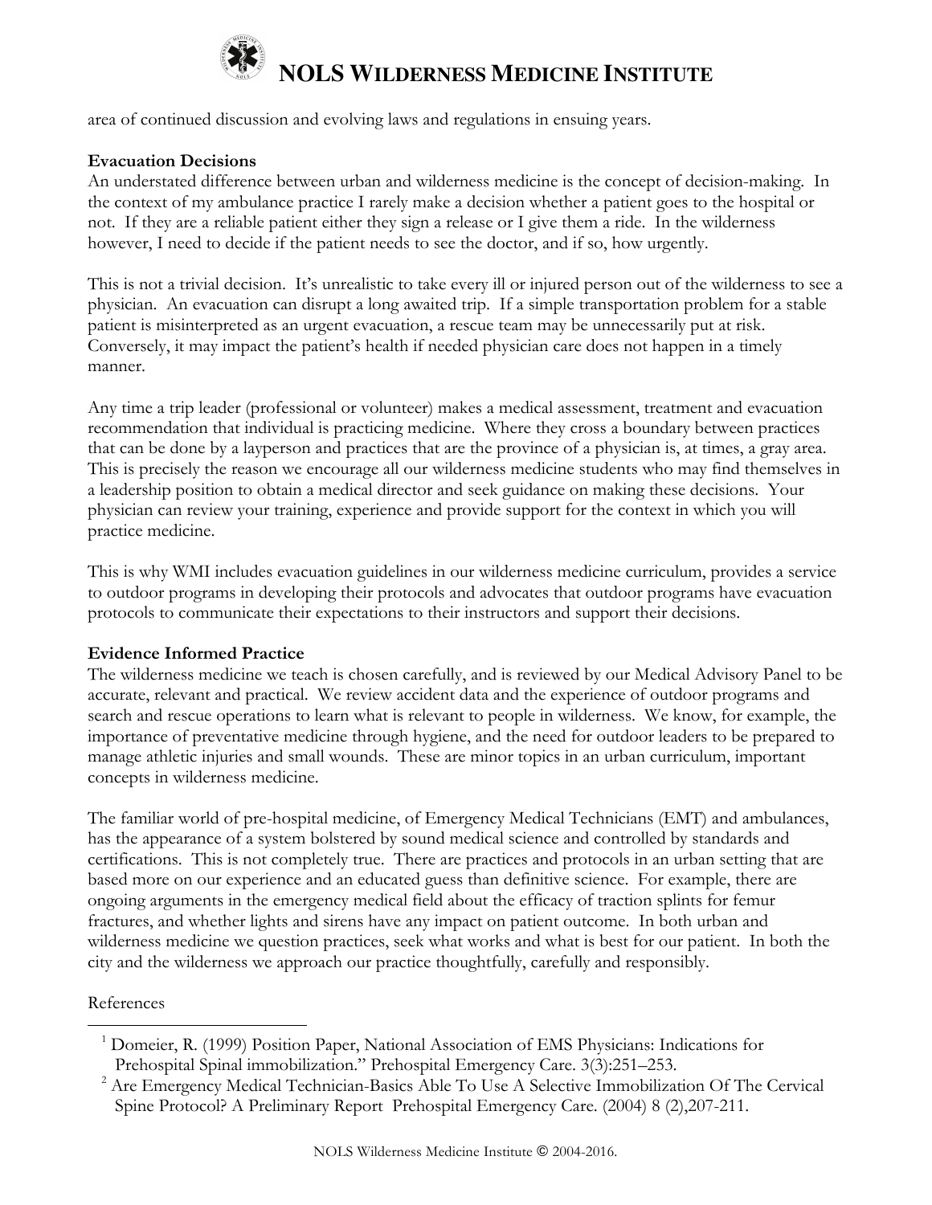area of continued discussion and evolving laws and regulations in ensuing years.

**Evacuation Decisions**

An understated difference between urban and wilderness medicine is the concept of decision-making. In the context of my ambulance practice I rarely make a decision whether a patient goes to the hospital or not. If they are a reliable patient either they sign a release or I give them a ride. In the wilderness however, I need to decide if the patient needs to see the doctor, and if so, how urgently.

This is not a trivial decision. It's unrealistic to take every ill or injured person out of the wilderness to see a physician. An evacuation can disrupt a long awaited trip. If a simple transportation problem for a stable patient is misinterpreted as an urgent evacuation, a rescue team may be unnecessarily put at risk. Conversely, it may impact the patient's health if needed physician care does not happen in a timely manner.

Any time a trip leader (professional or volunteer) makes a medical assessment, treatment and evacuation recommendation that individual is practicing medicine. Where they cross a boundary between practices that can be done by a layperson and practices that are the province of a physician is, at times, a gray area. This is precisely the reason we encourage all our wilderness medicine students who may find themselves in a leadership position to obtain a medical director and seek guidance on making these decisions. Your physician can review your training, experience and provide support for the context in which you will practice medicine.

This is why WMI includes evacuation guidelines in our wilderness medicine curriculum, provides a service to outdoor programs in developing their protocols and advocates that outdoor programs have evacuation protocols to communicate their expectations to their instructors and support their decisions.

**Evidence Informed Practice**

The wilderness medicine we teach is chosen carefully, and is reviewed by our Medical Advisory Panel to be accurate, relevant and practical. We review accident data and the experience of outdoor programs and search and rescue operations to learn what is relevant to people in wilderness. We know, for example, the importance of preventative medicine through hygiene, and the need for outdoor leaders to be prepared to manage athletic injuries and small wounds. These are minor topics in an urban curriculum, important concepts in wilderness medicine.

The familiar world of pre-hospital medicine, of Emergency Medical Technicians (EMT) and ambulances, has the appearance of a system bolstered by sound medical science and controlled by standards and certifications. This is not completely true. There are practices and protocols in an urban setting that are based more on our experience and an educated guess than definitive science. For example, there are ongoing arguments in the emergency medical field about the efficacy of traction splints for femur fractures, and whether lights and sirens have any impact on patient outcome. In both urban and wilderness medicine we question practices, seek what works and what is best for our patient. In both the city and the wilderness we approach our practice thoughtfully, carefully and responsibly.

References

[1] Domeier, R. (1999) Position Paper, National Association of EMS Physicians: Indications for Prehospital Spinal immobilization." Prehospital Emergency Care. 3(3):251–253.

[2] Are Emergency Medical Technician-Basics Able To Use A Selective Immobilization Of The Cervical Spine Protocol? A Preliminary Report Prehospital Emergency Care. (2004) 8 (2),207-211.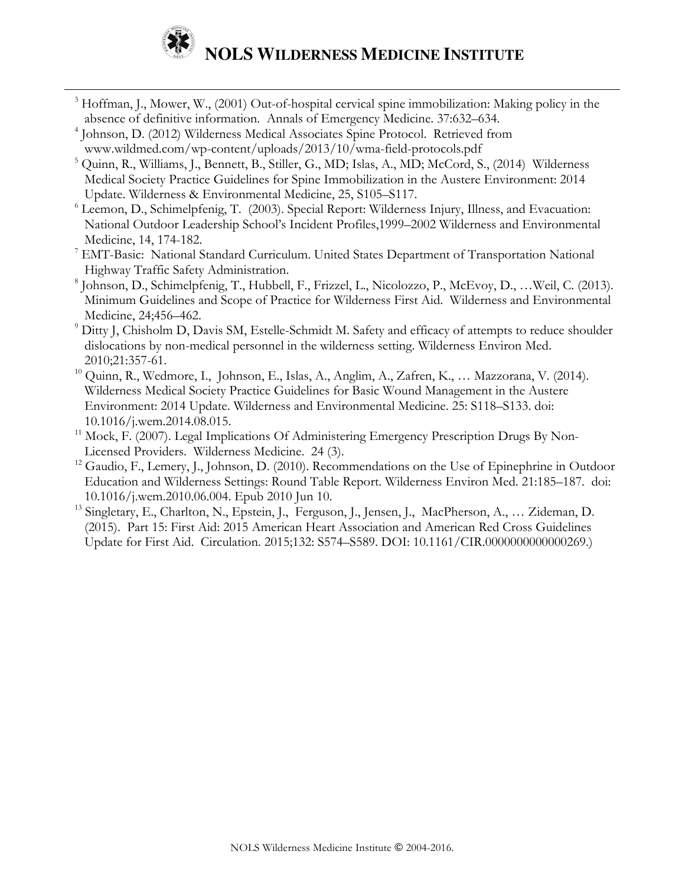[3] Hoffman, J., Mower, W., (2001) Out-of-hospital cervical spine immobilization: Making policy in the absence of definitive information. Annals of Emergency Medicine. 37:632–634.

[4] Johnson, D. (2012) Wilderness Medical Associates Spine Protocol. Retrieved from www.wildmed.com/wp-content/uploads/2013/10/wma-field-protocols.pdf

[5] Quinn, R., Williams, J., Bennett, B., Stiller, G., MD; Islas, A., MD; McCord, S., (2014) Wilderness Medical Society Practice Guidelines for Spine Immobilization in the Austere Environment: 2014 Update. Wilderness & Environmental Medicine, 25, S105–S117.

[6] Leemon, D., Schimelpfenig, T. (2003). Special Report: Wilderness Injury, Illness, and Evacuation: National Outdoor Leadership School's Incident Profiles,1999–2002 Wilderness and Environmental Medicine, 14, 174-182.

[7] EMT-Basic: National Standard Curriculum. United States Department of Transportation National Highway Traffic Safety Administration.

[8] Johnson, D., Schimelpfenig, T., Hubbell, F., Frizzel, L., Nicolozzo, P., McEvoy, D., …Weil, C. (2013). Minimum Guidelines and Scope of Practice for Wilderness First Aid. Wilderness and Environmental Medicine, 24;456–462.

[9] Ditty J, Chisholm D, Davis SM, Estelle-Schmidt M. Safety and efficacy of attempts to reduce shoulder dislocations by non-medical personnel in the wilderness setting. Wilderness Environ Med. 2010;21:357-61.

[10] Quinn, R., Wedmore, I., Johnson, E., Islas, A., Anglim, A., Zafren, K., … Mazzorana, V. (2014). Wilderness Medical Society Practice Guidelines for Basic Wound Management in the Austere Environment: 2014 Update. Wilderness and Environmental Medicine. 25: S118–S133. doi: 10.1016/j.wem.2014.08.015.

[11] Mock, F. (2007). Legal Implications Of Administering Emergency Prescription Drugs By Non-Licensed Providers. Wilderness Medicine. 24 (3).

[12] Gaudio, F., Lemery, J., Johnson, D. (2010). Recommendations on the Use of Epinephrine in Outdoor Education and Wilderness Settings: Round Table Report. Wilderness Environ Med. 21:185–187. doi: 10.1016/j.wem.2010.06.004. Epub 2010 Jun 10.

[13] Singletary, E., Charlton, N., Epstein, J., Ferguson, J., Jensen, J., MacPherson, A., … Zideman, D. (2015). Part 15: First Aid: 2015 American Heart Association and American Red Cross Guidelines Update for First Aid. Circulation. 2015;132: S574–S589. DOI: 10.1161/CIR.0000000000000269.)